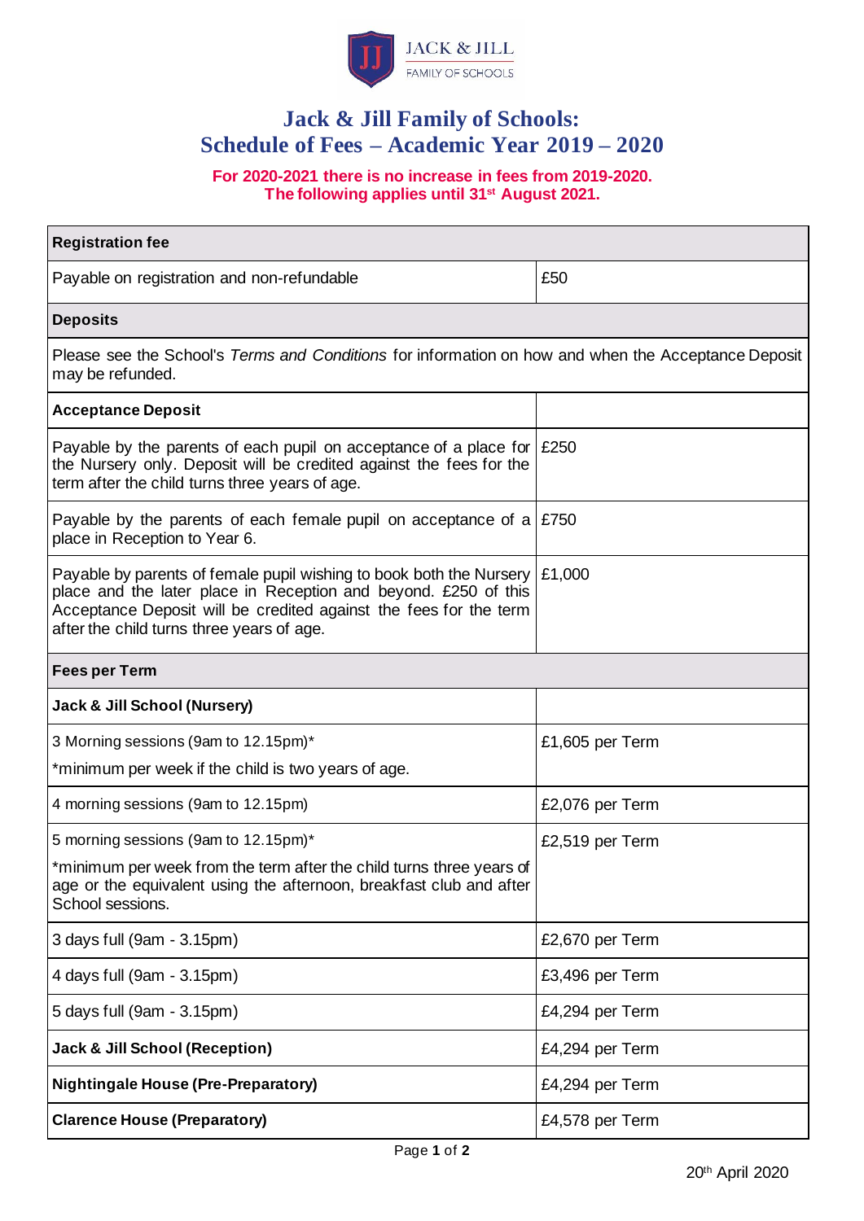JACK & JILL
FAMILY OF SCHOOLS

# Jack & Jill Family of Schools: Schedule of Fees – Academic Year 2019 – 2020

**For 2020-2021 there is no increase in fees from 2019-2020.**
**The following applies until 31st August 2021.**

| **Registration fee** | |
|---|---|
| Payable on registration and non-refundable | £50 |
| **Deposits** | |
| Please see the School's *Terms and Conditions* for information on how and when the Acceptance Deposit may be refunded. | |
| **Acceptance Deposit** | |
| Payable by the parents of each pupil on acceptance of a place for the Nursery only. Deposit will be credited against the fees for the term after the child turns three years of age. | £250 |
| Payable by the parents of each female pupil on acceptance of a place in Reception to Year 6. | £750 |
| Payable by parents of female pupil wishing to book both the Nursery place and the later place in Reception and beyond. £250 of this Acceptance Deposit will be credited against the fees for the term after the child turns three years of age. | £1,000 |
| **Fees per Term** | |
| **Jack & Jill School (Nursery)** | |
| 3 Morning sessions (9am to 12.15pm)*<br>*minimum per week if the child is two years of age. | £1,605 per Term |
| 4 morning sessions (9am to 12.15pm) | £2,076 per Term |
| 5 morning sessions (9am to 12.15pm)*<br>*minimum per week from the term after the child turns three years of age or the equivalent using the afternoon, breakfast club and after School sessions. | £2,519 per Term |
| 3 days full (9am - 3.15pm) | £2,670 per Term |
| 4 days full (9am - 3.15pm) | £3,496 per Term |
| 5 days full (9am - 3.15pm) | £4,294 per Term |
| **Jack & Jill School (Reception)** | £4,294 per Term |
| **Nightingale House (Pre-Preparatory)** | £4,294 per Term |
| **Clarence House (Preparatory)** | £4,578 per Term |

20th April 2020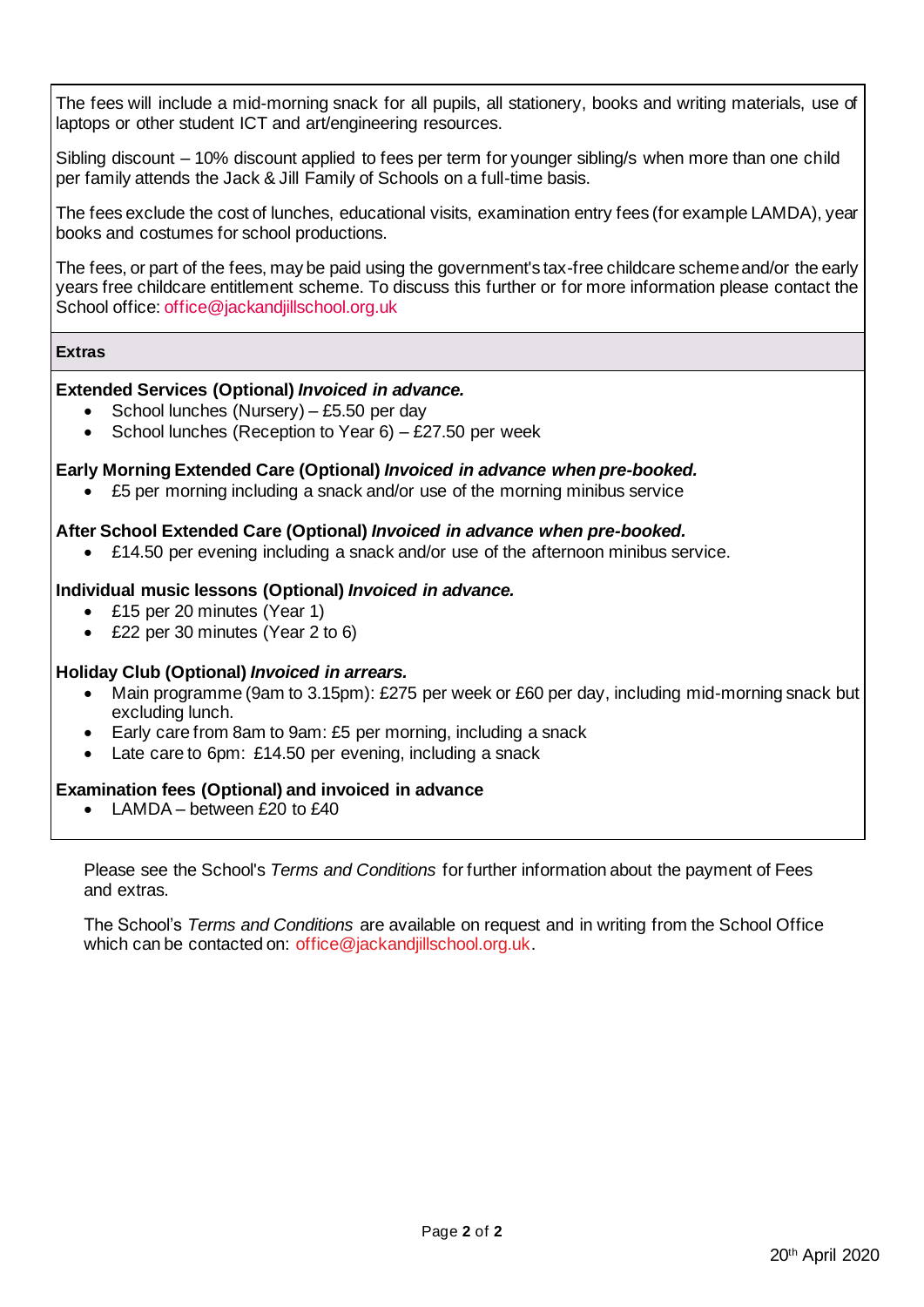The fees will include a mid-morning snack for all pupils, all stationery, books and writing materials, use of laptops or other student ICT and art/engineering resources.

Sibling discount – 10% discount applied to fees per term for younger sibling/s when more than one child per family attends the Jack & Jill Family of Schools on a full-time basis.

The fees exclude the cost of lunches, educational visits, examination entry fees (for example LAMDA), year books and costumes for school productions.

The fees, or part of the fees, may be paid using the government's tax-free childcare scheme and/or the early years free childcare entitlement scheme. To discuss this further or for more information please contact the School office: office@jackandjillschool.org.uk

**Extras**

**Extended Services (Optional)** ***Invoiced in advance.***

- School lunches (Nursery) – £5.50 per day
- School lunches (Reception to Year 6) – £27.50 per week

**Early Morning Extended Care (Optional)** ***Invoiced in advance when pre-booked.***

- £5 per morning including a snack and/or use of the morning minibus service

**After School Extended Care (Optional)** ***Invoiced in advance when pre-booked.***

- £14.50 per evening including a snack and/or use of the afternoon minibus service.

**Individual music lessons (Optional)** ***Invoiced in advance.***

- £15 per 20 minutes (Year 1)
- £22 per 30 minutes (Year 2 to 6)

**Holiday Club (Optional)** ***Invoiced in arrears.***

- Main programme (9am to 3.15pm): £275 per week or £60 per day, including mid-morning snack but excluding lunch.
- Early care from 8am to 9am: £5 per morning, including a snack
- Late care to 6pm: £14.50 per evening, including a snack

**Examination fees (Optional) and invoiced in advance**

- LAMDA – between £20 to £40

Please see the School's *Terms and Conditions* for further information about the payment of Fees and extras.

The School's *Terms and Conditions* are available on request and in writing from the School Office which can be contacted on: office@jackandjillschool.org.uk.

20th April 2020